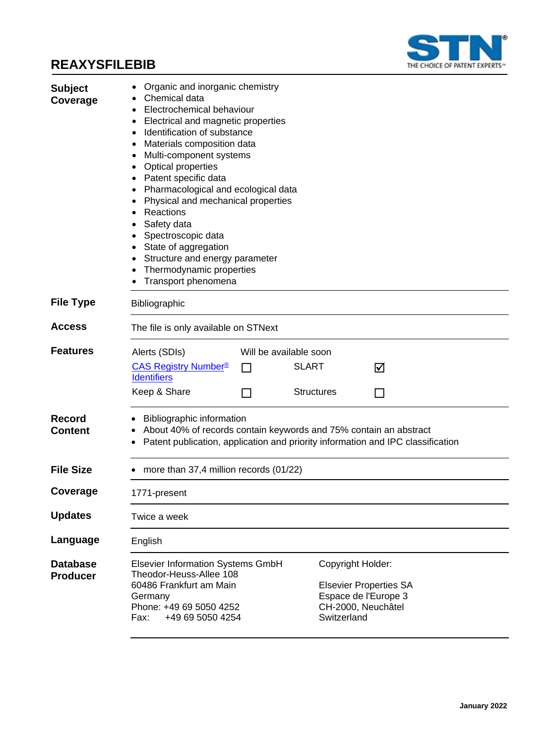# REAXYSFILEBIB

## Subject Coverage

- Organic and inorganic chemistry
- Chemical data
- Electrochemical behaviour
- Electrical and magnetic properties
- Identification of substance
- Materials composition data
- Multi-component systems
- Optical properties
- Patent specific data
- Pharmacological and ecological data
- Physical and mechanical properties
- Reactions
- Safety data
- Spectroscopic data
- State of aggregation
- Structure and energy parameter
- Thermodynamic properties
- Transport phenomena

## File Type

Bibliographic

## Access

The file is only available on STNext

## Features

| Alerts (SDIs) | Will be available soon | | |
|---|---|---|---|
| CAS Registry Number® Identifiers | ☐ | SLART | ☑ |
| Keep & Share | ☐ | Structures | ☐ |

## Record Content

- Bibliographic information
- About 40% of records contain keywords and 75% contain an abstract
- Patent publication, application and priority information and IPC classification

## File Size

- more than 37,4 million records (01/22)

## Coverage

1771-present

## Updates

Twice a week

## Language

English

## Database Producer

Elsevier Information Systems GmbH
Theodor-Heuss-Allee 108
60486 Frankfurt am Main
Germany
Phone: +49 69 5050 4252
Fax: +49 69 5050 4254

Copyright Holder:

Elsevier Properties SA
Espace de l'Europe 3
CH-2000, Neuchâtel
Switzerland

January 2022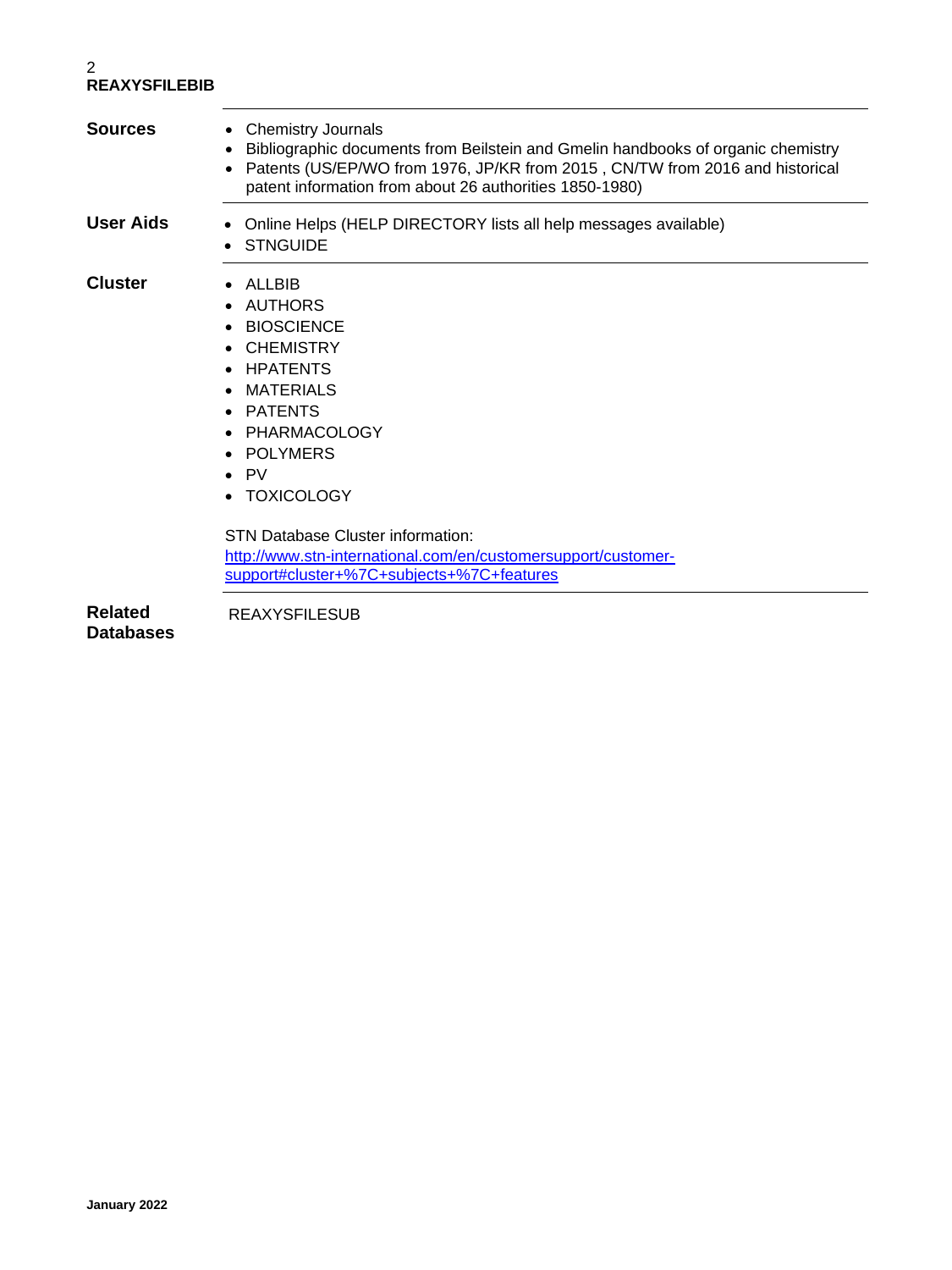**REAXYSFILEBIB**

| | |
|---|---|
| **Sources** | • Chemistry Journals<br>• Bibliographic documents from Beilstein and Gmelin handbooks of organic chemistry<br>• Patents (US/EP/WO from 1976, JP/KR from 2015 , CN/TW from 2016 and historical patent information from about 26 authorities 1850-1980) |
| **User Aids** | • Online Helps (HELP DIRECTORY lists all help messages available)<br>• STNGUIDE |
| **Cluster** | • ALLBIB<br>• AUTHORS<br>• BIOSCIENCE<br>• CHEMISTRY<br>• HPATENTS<br>• MATERIALS<br>• PATENTS<br>• PHARMACOLOGY<br>• POLYMERS<br>• PV<br>• TOXICOLOGY<br><br>STN Database Cluster information:<br>[http://www.stn-international.com/en/customersupport/customer-support#cluster+%7C+subjects+%7C+features](http://www.stn-international.com/en/customersupport/customer-support#cluster+%7C+subjects+%7C+features) |
| **Related Databases** | REAXYSFILESUB |

January 2022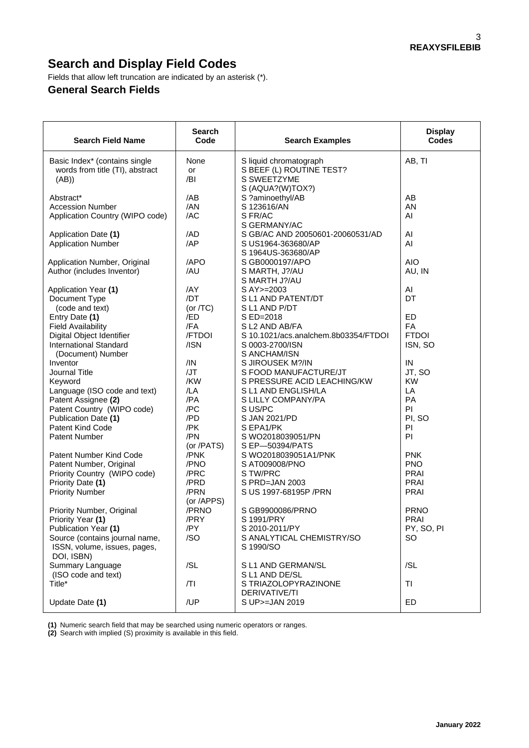# Search and Display Field Codes

Fields that allow left truncation are indicated by an asterisk (*).

## General Search Fields

| Search Field Name | Search Code | Search Examples | Display Codes |
|---|---|---|---|
| Basic Index* (contains single words from title (TI), abstract (AB)) | None or /BI | S liquid chromatograph<br>S BEEF (L) ROUTINE TEST?<br>S SWEETZYME<br>S (AQUA?(W)TOX?) | AB, TI |
| Abstract* | /AB | S ?aminoethyl/AB | AB |
| Accession Number | /AN | S 123616/AN | AN |
| Application Country (WIPO code) | /AC | S FR/AC<br>S GERMANY/AC | AI |
| Application Date **(1)** | /AD | S GB/AC AND 20050601-20060531/AD | AI |
| Application Number | /AP | S US1964-363680/AP<br>S 1964US-363680/AP | AI |
| Application Number, Original | /APO | S GB0000197/APO | AIO |
| Author (includes Inventor) | /AU | S MARTH, J?/AU<br>S MARTH J?/AU | AU, IN |
| Application Year **(1)** | /AY | S AY>=2003 | AI |
| Document Type (code and text) | /DT (or /TC) | S L1 AND PATENT/DT<br>S L1 AND P/DT | DT |
| Entry Date **(1)** | /ED | S ED=2018 | ED |
| Field Availability | /FA | S L2 AND AB/FA | FA |
| Digital Object Identifier | /FTDOI | S 10.1021/acs.analchem.8b03354/FTDOI | FTDOI |
| International Standard (Document) Number | /ISN | S 0003-2700/ISN<br>S ANCHAM/ISN | ISN, SO |
| Inventor | /IN | S JIROUSEK M?/IN | IN |
| Journal Title | /JT | S FOOD MANUFACTURE/JT | JT, SO |
| Keyword | /KW | S PRESSURE ACID LEACHING/KW | KW |
| Language (ISO code and text) | /LA | S L1 AND ENGLISH/LA | LA |
| Patent Assignee **(2)** | /PA | S LILLY COMPANY/PA | PA |
| Patent Country (WIPO code) | /PC | S US/PC | PI |
| Publication Date **(1)** | /PD | S JAN 2021/PD | PI, SO |
| Patent Kind Code | /PK | S EPA1/PK | PI |
| Patent Number | /PN (or /PATS) | S WO2018039051/PN<br>S EP—50394/PATS | PI |
| Patent Number Kind Code | /PNK | S WO2018039051A1/PNK | PNK |
| Patent Number, Original | /PNO | S AT009008/PNO | PNO |
| Priority Country (WIPO code) | /PRC | S TW/PRC | PRAI |
| Priority Date **(1)** | /PRD | S PRD=JAN 2003 | PRAI |
| Priority Number | /PRN (or /APPS) | S US 1997-68195P /PRN | PRAI |
| Priority Number, Original | /PRNO | S GB9900086/PRNO | PRNO |
| Priority Year **(1)** | /PRY | S 1991/PRY | PRAI |
| Publication Year **(1)** | /PY | S 2010-2011/PY | PY, SO, PI |
| Source (contains journal name, ISSN, volume, issues, pages, DOI, ISBN) | /SO | S ANALYTICAL CHEMISTRY/SO<br>S 1990/SO | SO |
| Summary Language (ISO code and text) | /SL | S L1 AND GERMAN/SL<br>S L1 AND DE/SL | /SL |
| Title* | /TI | S TRIAZOLOPYRAZINONE DERIVATIVE/TI | TI |
| Update Date **(1)** | /UP | S UP>=JAN 2019 | ED |

**(1)** Numeric search field that may be searched using numeric operators or ranges.
**(2)** Search with implied (S) proximity is available in this field.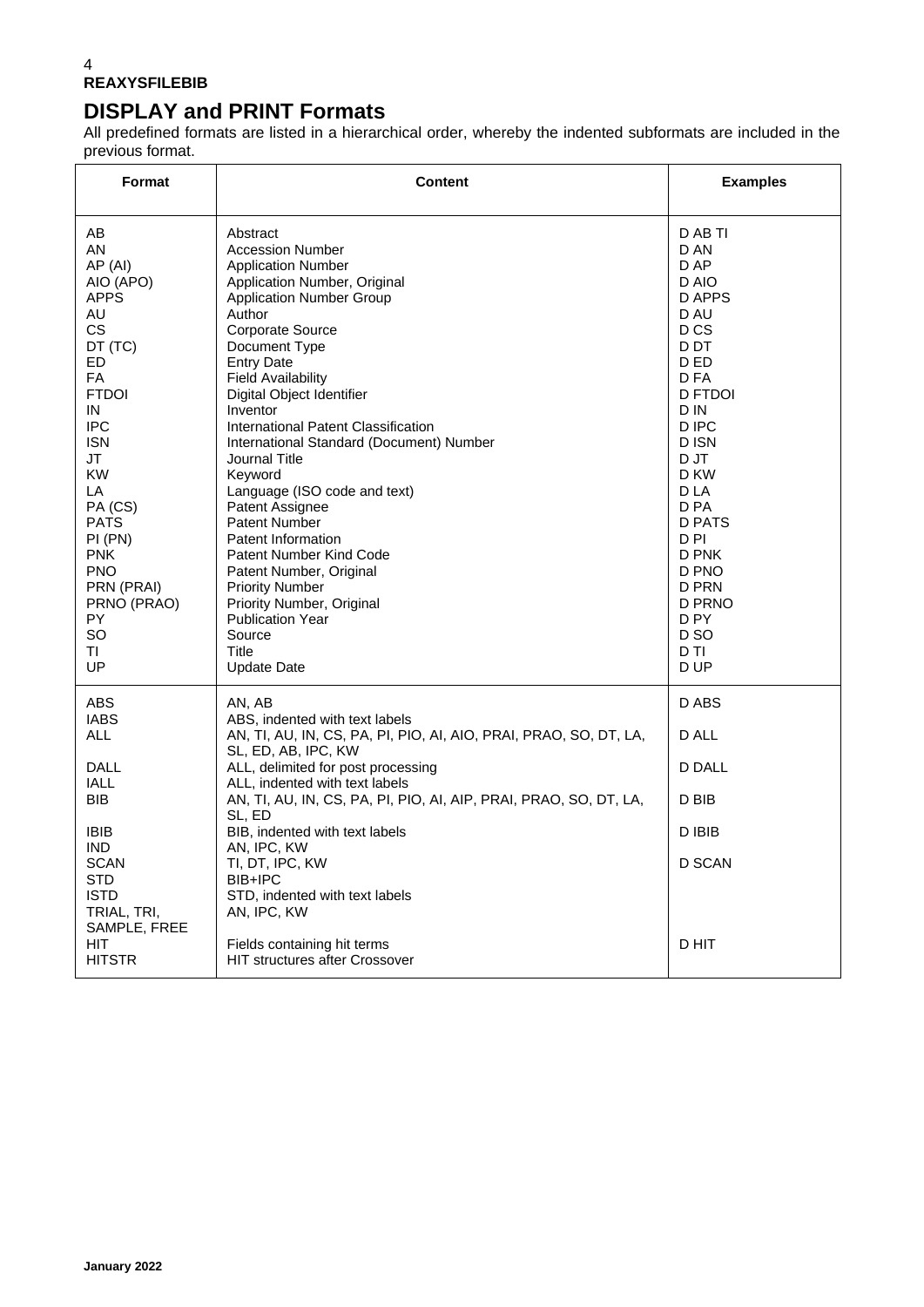# DISPLAY and PRINT Formats

All predefined formats are listed in a hierarchical order, whereby the indented subformats are included in the previous format.

| Format | Content | Examples |
|---|---|---|
| AB | Abstract | D AB TI |
| AN | Accession Number | D AN |
| AP (AI) | Application Number | D AP |
| AIO (APO) | Application Number, Original | D AIO |
| APPS | Application Number Group | D APPS |
| AU | Author | D AU |
| CS | Corporate Source | D CS |
| DT (TC) | Document Type | D DT |
| ED | Entry Date | D ED |
| FA | Field Availability | D FA |
| FTDOI | Digital Object Identifier | D FTDOI |
| IN | Inventor | D IN |
| IPC | International Patent Classification | D IPC |
| ISN | International Standard (Document) Number | D ISN |
| JT | Journal Title | D JT |
| KW | Keyword | D KW |
| LA | Language (ISO code and text) | D LA |
| PA (CS) | Patent Assignee | D PA |
| PATS | Patent Number | D PATS |
| PI (PN) | Patent Information | D PI |
| PNK | Patent Number Kind Code | D PNK |
| PNO | Patent Number, Original | D PNO |
| PRN (PRAI) | Priority Number | D PRN |
| PRNO (PRAO) | Priority Number, Original | D PRNO |
| PY | Publication Year | D PY |
| SO | Source | D SO |
| TI | Title | D TI |
| UP | Update Date | D UP |
| ABS | AN, AB | D ABS |
| IABS | ABS, indented with text labels | |
| ALL | AN, TI, AU, IN, CS, PA, PI, PIO, AI, AIO, PRAI, PRAO, SO, DT, LA, SL, ED, AB, IPC, KW | D ALL |
| DALL | ALL, delimited for post processing | D DALL |
| IALL | ALL, indented with text labels | |
| BIB | AN, TI, AU, IN, CS, PA, PI, PIO, AI, AIP, PRAI, PRAO, SO, DT, LA, SL, ED | D BIB |
| IBIB | BIB, indented with text labels | D IBIB |
| IND | AN, IPC, KW | |
| SCAN | TI, DT, IPC, KW | D SCAN |
| STD | BIB+IPC | |
| ISTD | STD, indented with text labels | |
| TRIAL, TRI, SAMPLE, FREE | AN, IPC, KW | |
| HIT | Fields containing hit terms | D HIT |
| HITSTR | HIT structures after Crossover | |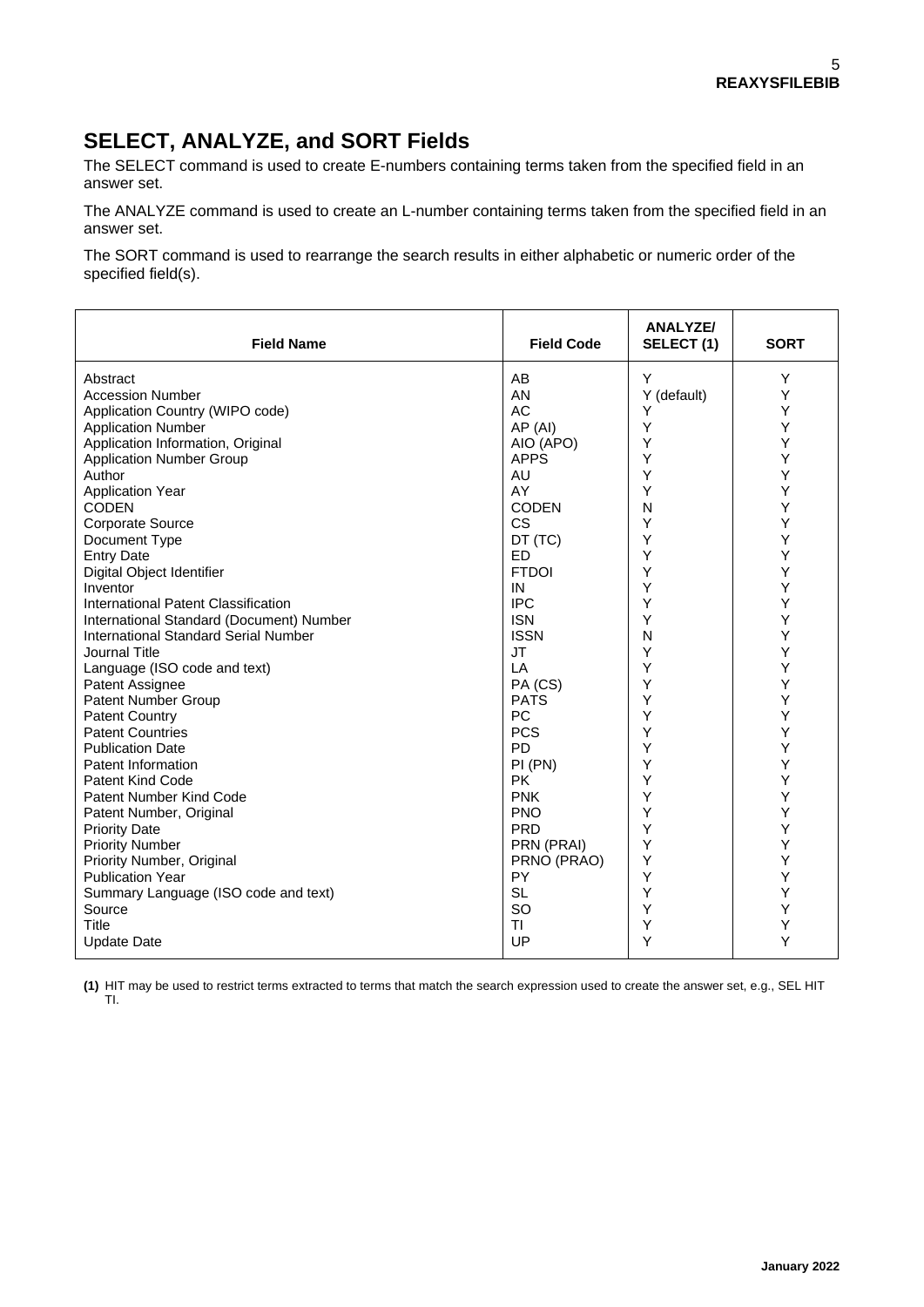## SELECT, ANALYZE, and SORT Fields

The SELECT command is used to create E-numbers containing terms taken from the specified field in an answer set.

The ANALYZE command is used to create an L-number containing terms taken from the specified field in an answer set.

The SORT command is used to rearrange the search results in either alphabetic or numeric order of the specified field(s).

| Field Name | Field Code | ANALYZE/ SELECT (1) | SORT |
|---|---|---|---|
| Abstract | AB | Y | Y |
| Accession Number | AN | Y (default) | Y |
| Application Country (WIPO code) | AC | Y | Y |
| Application Number | AP (AI) | Y | Y |
| Application Information, Original | AIO (APO) | Y | Y |
| Application Number Group | APPS | Y | Y |
| Author | AU | Y | Y |
| Application Year | AY | Y | Y |
| CODEN | CODEN | N | Y |
| Corporate Source | CS | Y | Y |
| Document Type | DT (TC) | Y | Y |
| Entry Date | ED | Y | Y |
| Digital Object Identifier | FTDOI | Y | Y |
| Inventor | IN | Y | Y |
| International Patent Classification | IPC | Y | Y |
| International Standard (Document) Number | ISN | Y | Y |
| International Standard Serial Number | ISSN | N | Y |
| Journal Title | JT | Y | Y |
| Language (ISO code and text) | LA | Y | Y |
| Patent Assignee | PA (CS) | Y | Y |
| Patent Number Group | PATS | Y | Y |
| Patent Country | PC | Y | Y |
| Patent Countries | PCS | Y | Y |
| Publication Date | PD | Y | Y |
| Patent Information | PI (PN) | Y | Y |
| Patent Kind Code | PK | Y | Y |
| Patent Number Kind Code | PNK | Y | Y |
| Patent Number, Original | PNO | Y | Y |
| Priority Date | PRD | Y | Y |
| Priority Number | PRN (PRAI) | Y | Y |
| Priority Number, Original | PRNO (PRAO) | Y | Y |
| Publication Year | PY | Y | Y |
| Summary Language (ISO code and text) | SL | Y | Y |
| Source | SO | Y | Y |
| Title | TI | Y | Y |
| Update Date | UP | Y | Y |

**(1)** HIT may be used to restrict terms extracted to terms that match the search expression used to create the answer set, e.g., SEL HIT TI.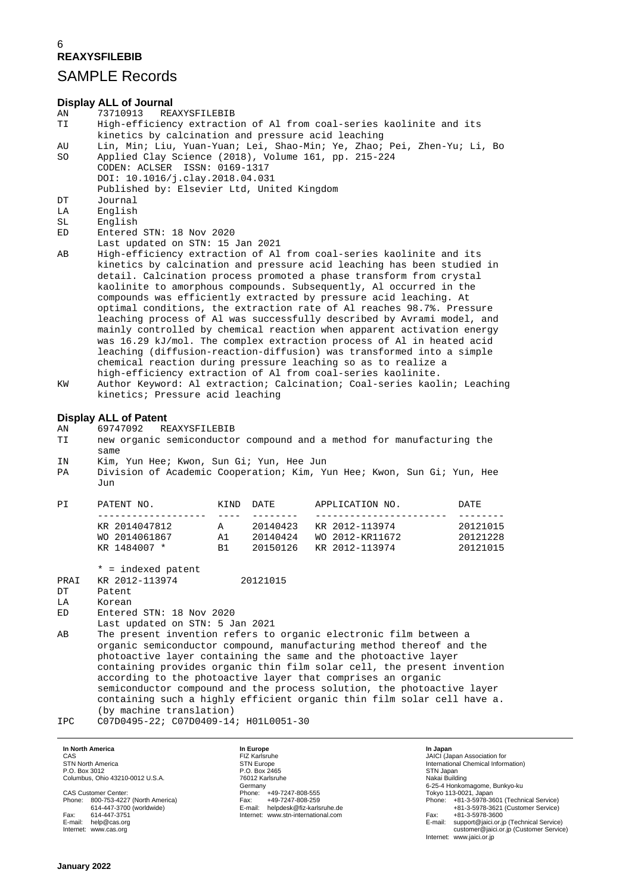**REAXYSFILEBIB**

## SAMPLE Records

### Display ALL of Journal

```
AN      73710913   REAXYSFILEBIB
TI      High-efficiency extraction of Al from coal-series kaolinite and its
        kinetics by calcination and pressure acid leaching
AU      Lin, Min; Liu, Yuan-Yuan; Lei, Shao-Min; Ye, Zhao; Pei, Zhen-Yu; Li, Bo
SO      Applied Clay Science (2018), Volume 161, pp. 215-224
        CODEN: ACLSER  ISSN: 0169-1317
        DOI: 10.1016/j.clay.2018.04.031
        Published by: Elsevier Ltd, United Kingdom
DT      Journal
LA      English
SL      English
ED      Entered STN: 18 Nov 2020
        Last updated on STN: 15 Jan 2021
AB      High-efficiency extraction of Al from coal-series kaolinite and its
        kinetics by calcination and pressure acid leaching has been studied in
        detail. Calcination process promoted a phase transform from crystal
        kaolinite to amorphous compounds. Subsequently, Al occurred in the
        compounds was efficiently extracted by pressure acid leaching. At
        optimal conditions, the extraction rate of Al reaches 98.7%. Pressure
        leaching process of Al was successfully described by Avrami model, and
        mainly controlled by chemical reaction when apparent activation energy
        was 16.29 kJ/mol. The complex extraction process of Al in heated acid
        leaching (diffusion-reaction-diffusion) was transformed into a simple
        chemical reaction during pressure leaching so as to realize a
        high-efficiency extraction of Al from coal-series kaolinite.
KW      Author Keyword: Al extraction; Calcination; Coal-series kaolin; Leaching
        kinetics; Pressure acid leaching
```

### Display ALL of Patent

```
AN      69747092   REAXYSFILEBIB
TI      new organic semiconductor compound and a method for manufacturing the
        same
IN      Kim, Yun Hee; Kwon, Sun Gi; Yun, Hee Jun
PA      Division of Academic Cooperation; Kim, Yun Hee; Kwon, Sun Gi; Yun, Hee
        Jun

PI      PATENT NO.          KIND  DATE      APPLICATION NO.         DATE
        ------------------- ----  --------  ----------------------  --------
        KR 2014047812       A     20140423  KR 2012-113974          20121015
        WO 2014061867       A1    20140424  WO 2012-KR11672         20121228
        KR 1484007 *        B1    20150126  KR 2012-113974          20121015

        * = indexed patent
PRAI    KR 2012-113974          20121015
DT      Patent
LA      Korean
ED      Entered STN: 18 Nov 2020
        Last updated on STN: 5 Jan 2021
AB      The present invention refers to organic electronic film between a
        organic semiconductor compound, manufacturing method thereof and the
        photoactive layer containing the same and the photoactive layer
        containing provides organic thin film solar cell, the present invention
        according to the photoactive layer that comprises an organic
        semiconductor compound and the process solution, the photoactive layer
        containing such a highly efficient organic thin film solar cell have a.
        (by machine translation)
IPC     C07D0495-22; C07D0409-14; H01L0051-30
```

**In North America**
CAS
STN North America
P.O. Box 3012
Columbus, Ohio 43210-0012 U.S.A.

CAS Customer Center:
Phone: 800-753-4227 (North America)
614-447-3700 (worldwide)
Fax: 614-447-3751
E-mail: help@cas.org
Internet: www.cas.org

**In Europe**
FIZ Karlsruhe
STN Europe
P.O. Box 2465
76012 Karlsruhe
Germany
Phone: +49-7247-808-555
Fax: +49-7247-808-259
E-mail: helpdesk@fiz-karlsruhe.de
Internet: www.stn-international.com

**In Japan**
JAICI (Japan Association for International Chemical Information)
STN Japan
Nakai Building
6-25-4 Honkomagome, Bunkyo-ku
Tokyo 113-0021, Japan
Phone: +81-3-5978-3601 (Technical Service)
+81-3-5978-3621 (Customer Service)
Fax: +81-3-5978-3600
E-mail: support@jaici.or.jp (Technical Service)
customer@jaici.or.jp (Customer Service)
Internet: www.jaici.or.jp

**January 2022**